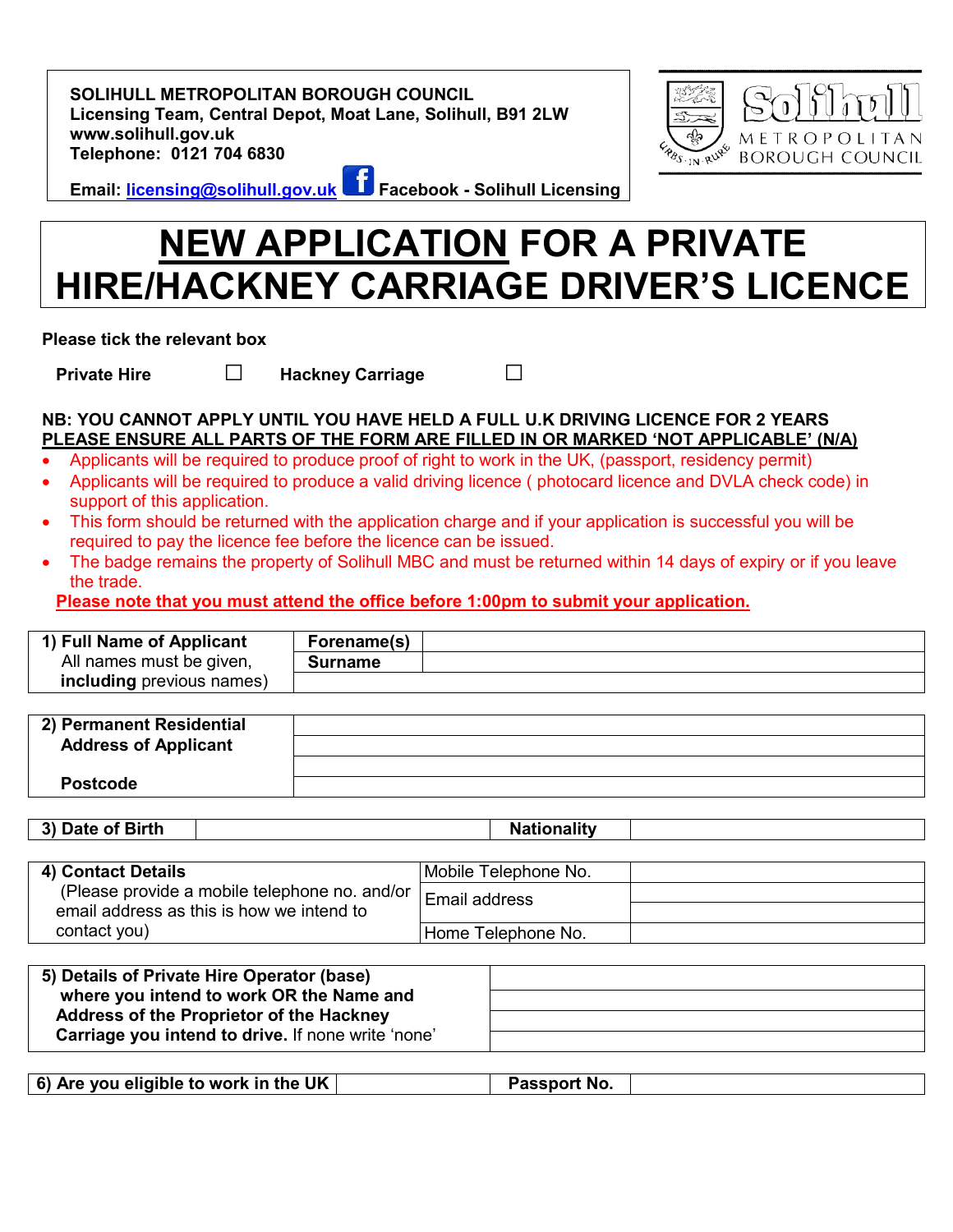**SOLIHULL METROPOLITAN BOROUGH COUNCIL**
**Licensing Team, Central Depot, Moat Lane, Solihull, B91 2LW**
**www.solihull.gov.uk**
**Telephone: 0121 704 6830**

**Email: licensing@solihull.gov.uk** **Facebook - Solihull Licensing**

Solihull METROPOLITAN BOROUGH COUNCIL

# NEW APPLICATION FOR A PRIVATE HIRE/HACKNEY CARRIAGE DRIVER'S LICENCE

**Please tick the relevant box**

**Private Hire** ☐ **Hackney Carriage** ☐

**NB: YOU CANNOT APPLY UNTIL YOU HAVE HELD A FULL U.K DRIVING LICENCE FOR 2 YEARS**
**PLEASE ENSURE ALL PARTS OF THE FORM ARE FILLED IN OR MARKED 'NOT APPLICABLE' (N/A)**

- Applicants will be required to produce proof of right to work in the UK, (passport, residency permit)
- Applicants will be required to produce a valid driving licence ( photocard licence and DVLA check code) in support of this application.
- This form should be returned with the application charge and if your application is successful you will be required to pay the licence fee before the licence can be issued.
- The badge remains the property of Solihull MBC and must be returned within 14 days of expiry or if you leave the trade.

**Please note that you must attend the office before 1:00pm to submit your application.**

| **1) Full Name of Applicant** All names must be given, **including** previous names) | **Forename(s)** | |
|---|---|---|
| | **Surname** | |
| | | |

| **2) Permanent Residential Address of Applicant** | |
|---|---|
| | |
| | |
| **Postcode** | |

| **3) Date of Birth** | | **Nationality** | |
|---|---|---|---|

| **4) Contact Details** (Please provide a mobile telephone no. and/or email address as this is how we intend to contact you) | Mobile Telephone No. | |
|---|---|---|
| | Email address | |
| | | |
| | Home Telephone No. | |

| **5) Details of Private Hire Operator (base) where you intend to work OR the Name and Address of the Proprietor of the Hackney Carriage you intend to drive.** If none write 'none' | |
|---|---|
| | |
| | |
| | |

| **6) Are you eligible to work in the UK** | | **Passport No.** | |
|---|---|---|---|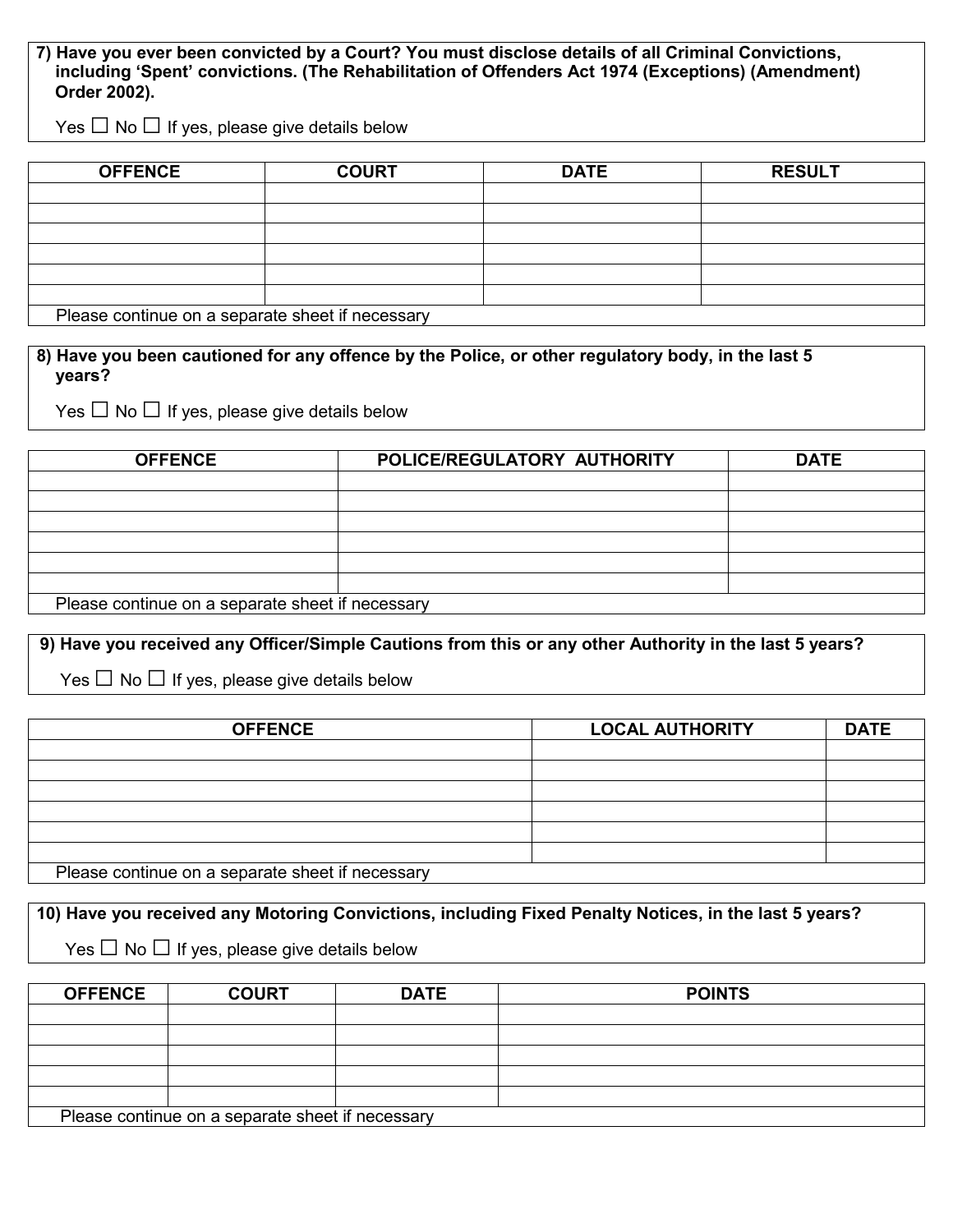**7) Have you ever been convicted by a Court? You must disclose details of all Criminal Convictions, including 'Spent' convictions. (The Rehabilitation of Offenders Act 1974 (Exceptions) (Amendment) Order 2002).**

Yes ☐ No ☐ If yes, please give details below

| OFFENCE | COURT | DATE | RESULT |
| --- | --- | --- | --- |
| | | | |
| | | | |
| | | | |
| | | | |
| | | | |
| | | | |
| Please continue on a separate sheet if necessary | | | |

**8) Have you been cautioned for any offence by the Police, or other regulatory body, in the last 5 years?**

Yes ☐ No ☐ If yes, please give details below

| OFFENCE | POLICE/REGULATORY AUTHORITY | DATE |
| --- | --- | --- |
| | | |
| | | |
| | | |
| | | |
| | | |
| | | |
| Please continue on a separate sheet if necessary | | |

**9) Have you received any Officer/Simple Cautions from this or any other Authority in the last 5 years?**

Yes ☐ No ☐ If yes, please give details below

| OFFENCE | LOCAL AUTHORITY | DATE |
| --- | --- | --- |
| | | |
| | | |
| | | |
| | | |
| | | |
| | | |
| Please continue on a separate sheet if necessary | | |

**10) Have you received any Motoring Convictions, including Fixed Penalty Notices, in the last 5 years?**

Yes ☐ No ☐ If yes, please give details below

| OFFENCE | COURT | DATE | POINTS |
| --- | --- | --- | --- |
| | | | |
| | | | |
| | | | |
| | | | |
| | | | |
| Please continue on a separate sheet if necessary | | | |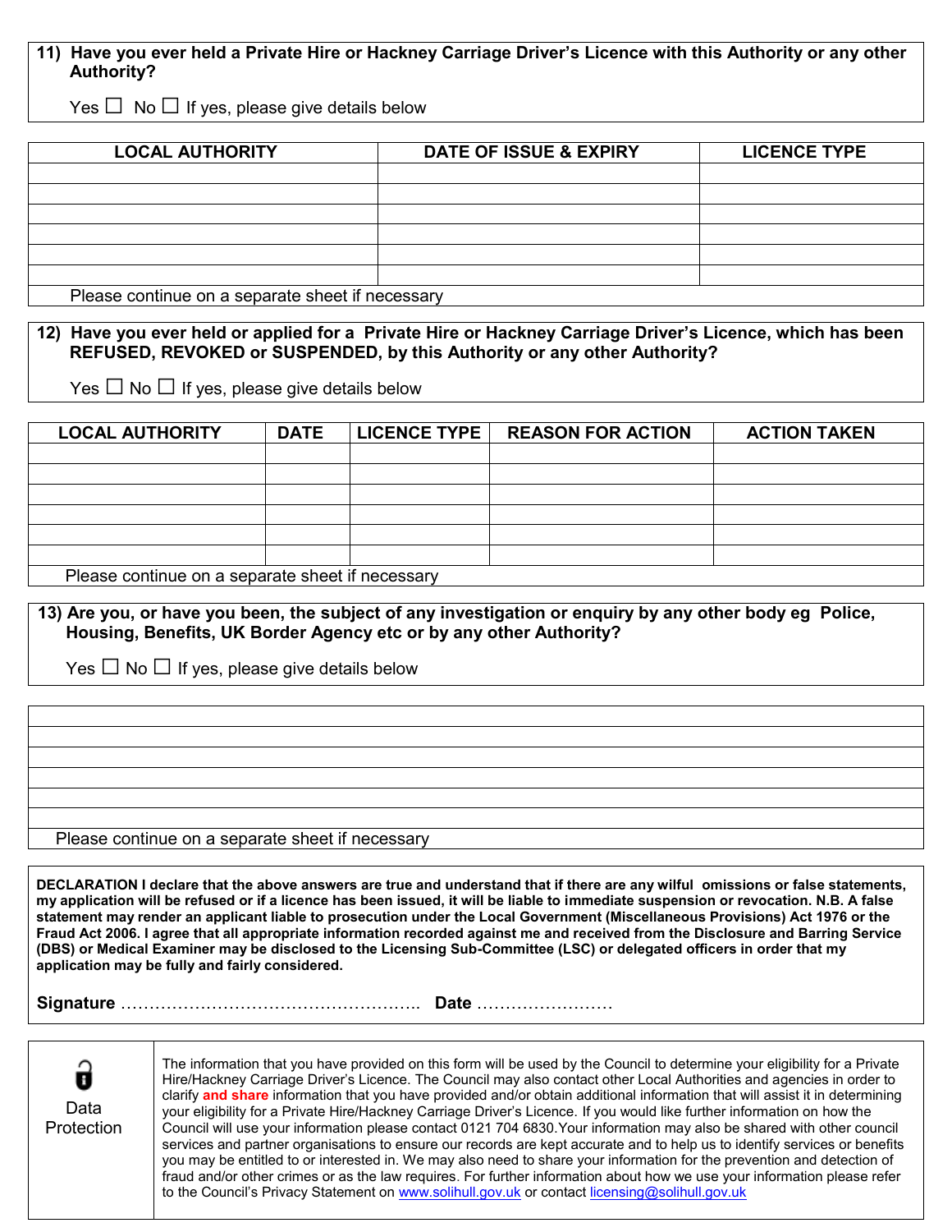**11) Have you ever held a Private Hire or Hackney Carriage Driver's Licence with this Authority or any other Authority?**

Yes ☐ No ☐ If yes, please give details below

| LOCAL AUTHORITY | DATE OF ISSUE & EXPIRY | LICENCE TYPE |
|---|---|---|
| | | |
| | | |
| | | |
| | | |
| | | |
| | | |

Please continue on a separate sheet if necessary

**12) Have you ever held or applied for a Private Hire or Hackney Carriage Driver's Licence, which has been REFUSED, REVOKED or SUSPENDED, by this Authority or any other Authority?**

Yes ☐ No ☐ If yes, please give details below

| LOCAL AUTHORITY | DATE | LICENCE TYPE | REASON FOR ACTION | ACTION TAKEN |
|---|---|---|---|---|
| | | | | |
| | | | | |
| | | | | |
| | | | | |
| | | | | |
| | | | | |

Please continue on a separate sheet if necessary

**13) Are you, or have you been, the subject of any investigation or enquiry by any other body eg Police, Housing, Benefits, UK Border Agency etc or by any other Authority?**

Yes ☐ No ☐ If yes, please give details below

| |
|---|
| |
| |
| |
| |
| |
| |

Please continue on a separate sheet if necessary

**DECLARATION I declare that the above answers are true and understand that if there are any wilful omissions or false statements, my application will be refused or if a licence has been issued, it will be liable to immediate suspension or revocation. N.B. A false statement may render an applicant liable to prosecution under the Local Government (Miscellaneous Provisions) Act 1976 or the Fraud Act 2006. I agree that all appropriate information recorded against me and received from the Disclosure and Barring Service (DBS) or Medical Examiner may be disclosed to the Licensing Sub-Committee (LSC) or delegated officers in order that my application may be fully and fairly considered.**

**Signature** …………………………………………….. **Date** ……………………

Data Protection

The information that you have provided on this form will be used by the Council to determine your eligibility for a Private Hire/Hackney Carriage Driver's Licence. The Council may also contact other Local Authorities and agencies in order to clarify **and share** information that you have provided and/or obtain additional information that will assist it in determining your eligibility for a Private Hire/Hackney Carriage Driver's Licence. If you would like further information on how the Council will use your information please contact 0121 704 6830. Your information may also be shared with other council services and partner organisations to ensure our records are kept accurate and to help us to identify services or benefits you may be entitled to or interested in. We may also need to share your information for the prevention and detection of fraud and/or other crimes or as the law requires. For further information about how we use your information please refer to the Council's Privacy Statement on www.solihull.gov.uk or contact licensing@solihull.gov.uk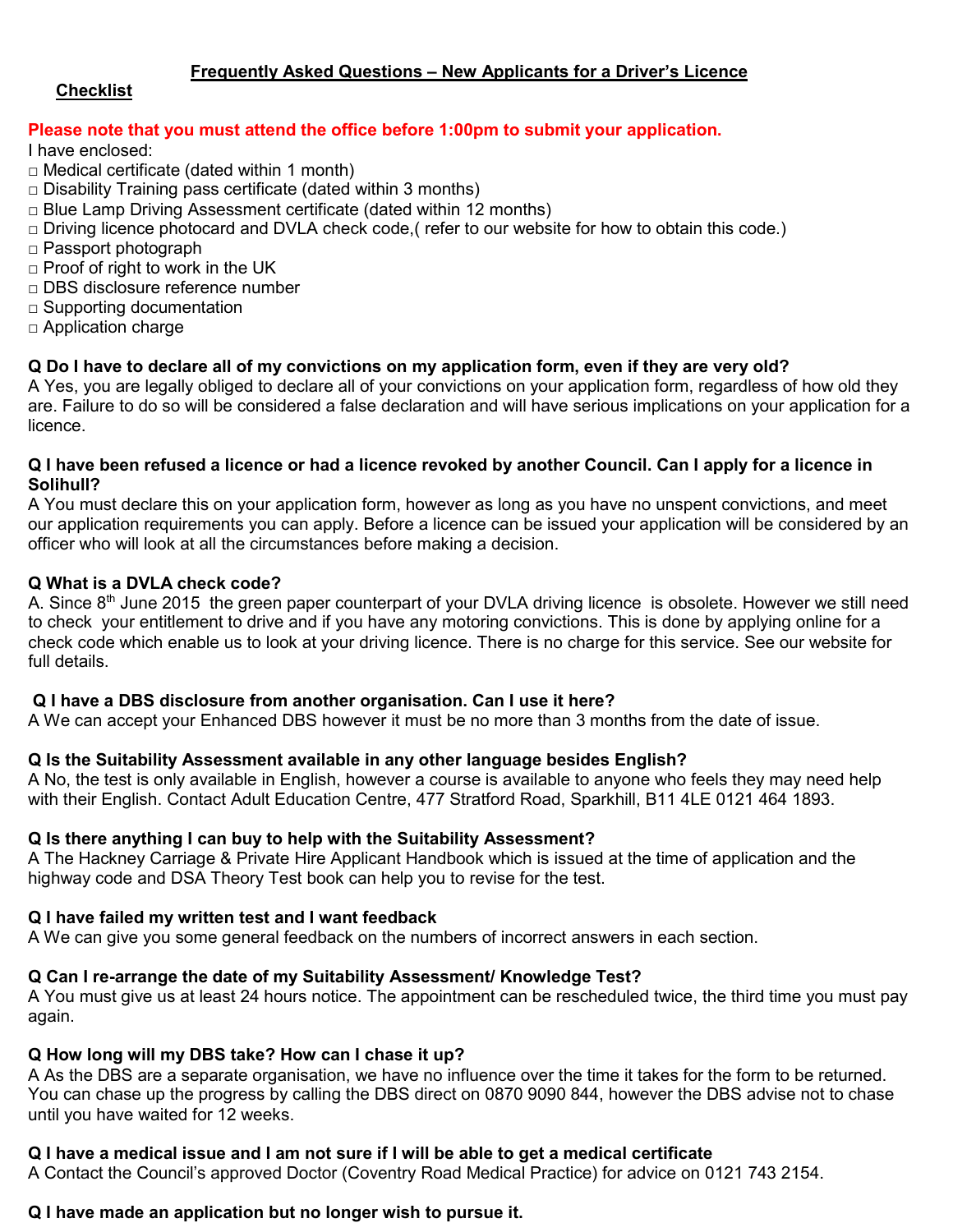## Frequently Asked Questions – New Applicants for a Driver's Licence

### Checklist

**Please note that you must attend the office before 1:00pm to submit your application.**

I have enclosed:

- □ Medical certificate (dated within 1 month)
- □ Disability Training pass certificate (dated within 3 months)
- □ Blue Lamp Driving Assessment certificate (dated within 12 months)
- □ Driving licence photocard and DVLA check code,( refer to our website for how to obtain this code.)
- □ Passport photograph
- □ Proof of right to work in the UK
- □ DBS disclosure reference number
- □ Supporting documentation
- □ Application charge

**Q Do I have to declare all of my convictions on my application form, even if they are very old?**

A Yes, you are legally obliged to declare all of your convictions on your application form, regardless of how old they are. Failure to do so will be considered a false declaration and will have serious implications on your application for a licence.

**Q I have been refused a licence or had a licence revoked by another Council. Can I apply for a licence in Solihull?**

A You must declare this on your application form, however as long as you have no unspent convictions, and meet our application requirements you can apply. Before a licence can be issued your application will be considered by an officer who will look at all the circumstances before making a decision.

**Q What is a DVLA check code?**

A. Since 8th June 2015 the green paper counterpart of your DVLA driving licence is obsolete. However we still need to check your entitlement to drive and if you have any motoring convictions. This is done by applying online for a check code which enable us to look at your driving licence. There is no charge for this service. See our website for full details.

**Q I have a DBS disclosure from another organisation. Can I use it here?**

A We can accept your Enhanced DBS however it must be no more than 3 months from the date of issue.

**Q Is the Suitability Assessment available in any other language besides English?**

A No, the test is only available in English, however a course is available to anyone who feels they may need help with their English. Contact Adult Education Centre, 477 Stratford Road, Sparkhill, B11 4LE 0121 464 1893.

**Q Is there anything I can buy to help with the Suitability Assessment?**

A The Hackney Carriage & Private Hire Applicant Handbook which is issued at the time of application and the highway code and DSA Theory Test book can help you to revise for the test.

**Q I have failed my written test and I want feedback**

A We can give you some general feedback on the numbers of incorrect answers in each section.

**Q Can I re-arrange the date of my Suitability Assessment/ Knowledge Test?**

A You must give us at least 24 hours notice. The appointment can be rescheduled twice, the third time you must pay again.

**Q How long will my DBS take? How can I chase it up?**

A As the DBS are a separate organisation, we have no influence over the time it takes for the form to be returned. You can chase up the progress by calling the DBS direct on 0870 9090 844, however the DBS advise not to chase until you have waited for 12 weeks.

**Q I have a medical issue and I am not sure if I will be able to get a medical certificate**

A Contact the Council's approved Doctor (Coventry Road Medical Practice) for advice on 0121 743 2154.

**Q I have made an application but no longer wish to pursue it.**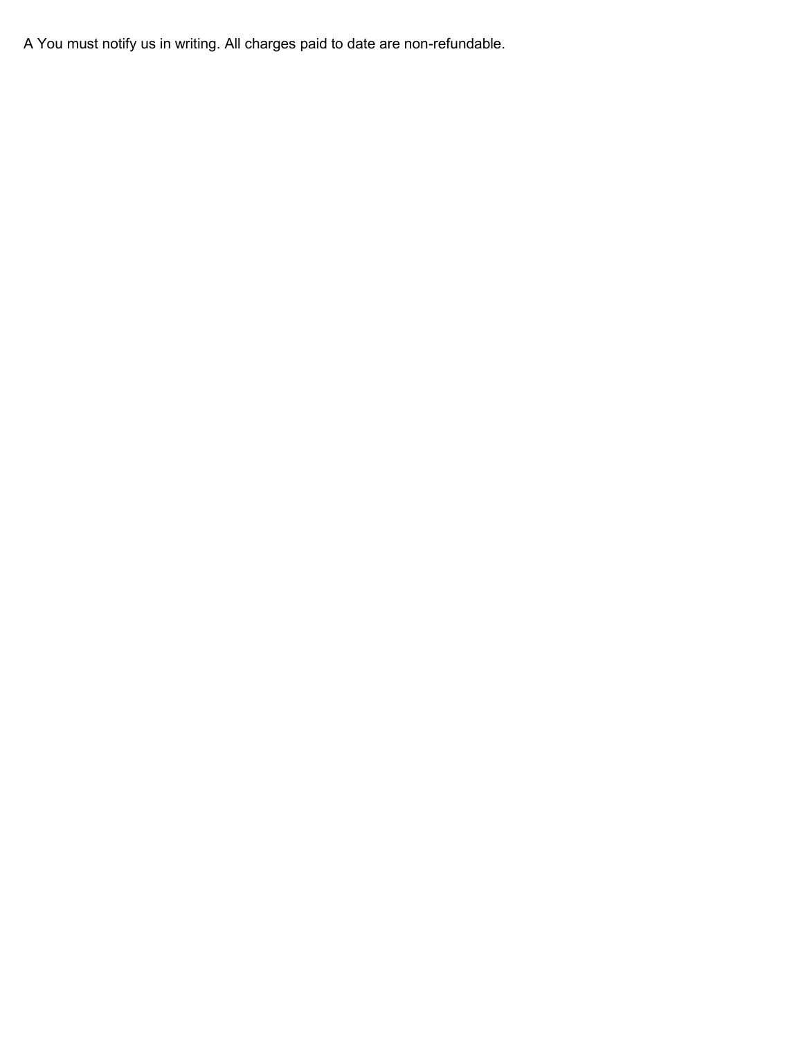A You must notify us in writing. All charges paid to date are non-refundable.